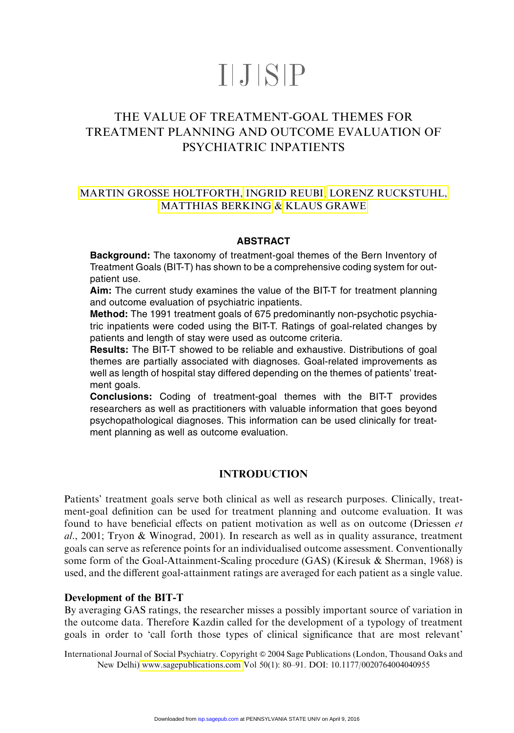# I|J|S|P

# THE VALUE OF TREATMENT-GOAL THEMES FOR TREATMENT PLANNING AND OUTCOME EVALUATION OF PSYCHIATRIC INPATIENTS

MARTIN GROSSE HOLTFORTH, INGRID REUBI, LORENZ RUCKSTUHL, MATTHIAS BERKING & KLAUS GRAWE

## ABSTRACT

**Background:** The taxonomy of treatment-goal themes of the Bern Inventory of Treatment Goals (BIT-T) has shown to be a comprehensive coding system for outpatient use.

**Aim:** The current study examines the value of the BIT-T for treatment planning and outcome evaluation of psychiatric inpatients.

**Method:** The 1991 treatment goals of 675 predominantly non-psychotic psychiatric inpatients were coded using the BIT-T. Ratings of goal-related changes by patients and length of stay were used as outcome criteria.

**Results:** The BIT-T showed to be reliable and exhaustive. Distributions of goal themes are partially associated with diagnoses. Goal-related improvements as well as length of hospital stay differed depending on the themes of patients' treatment goals.

**Conclusions:** Coding of treatment-goal themes with the BIT-T provides researchers as well as practitioners with valuable information that goes beyond psychopathological diagnoses. This information can be used clinically for treatment planning as well as outcome evaluation.

## INTRODUCTION

Patients' treatment goals serve both clinical as well as research purposes. Clinically, treatment-goal definition can be used for treatment planning and outcome evaluation. It was found to have beneficial effects on patient motivation as well as on outcome (Driessen *et al*., 2001; Tryon & Winograd, 2001). In research as well as in quality assurance, treatment goals can serve as reference points for an individualised outcome assessment. Conventionally some form of the Goal-Attainment-Scaling procedure (GAS) (Kiresuk & Sherman, 1968) is used, and the different goal-attainment ratings are averaged for each patient as a single value.

### Development of the BIT-T

By averaging GAS ratings, the researcher misses a possibly important source of variation in the outcome data. Therefore Kazdin called for the development of a typology of treatment goals in order to 'call forth those types of clinical significance that are most relevant'

International Journal of Social Psychiatry. Copyright © 2004 Sage Publications (London, Thousand Oaks and New Delhi) www.sagepublications.com Vol 50(1): 80–91. DOI: 10.1177/0020764004040955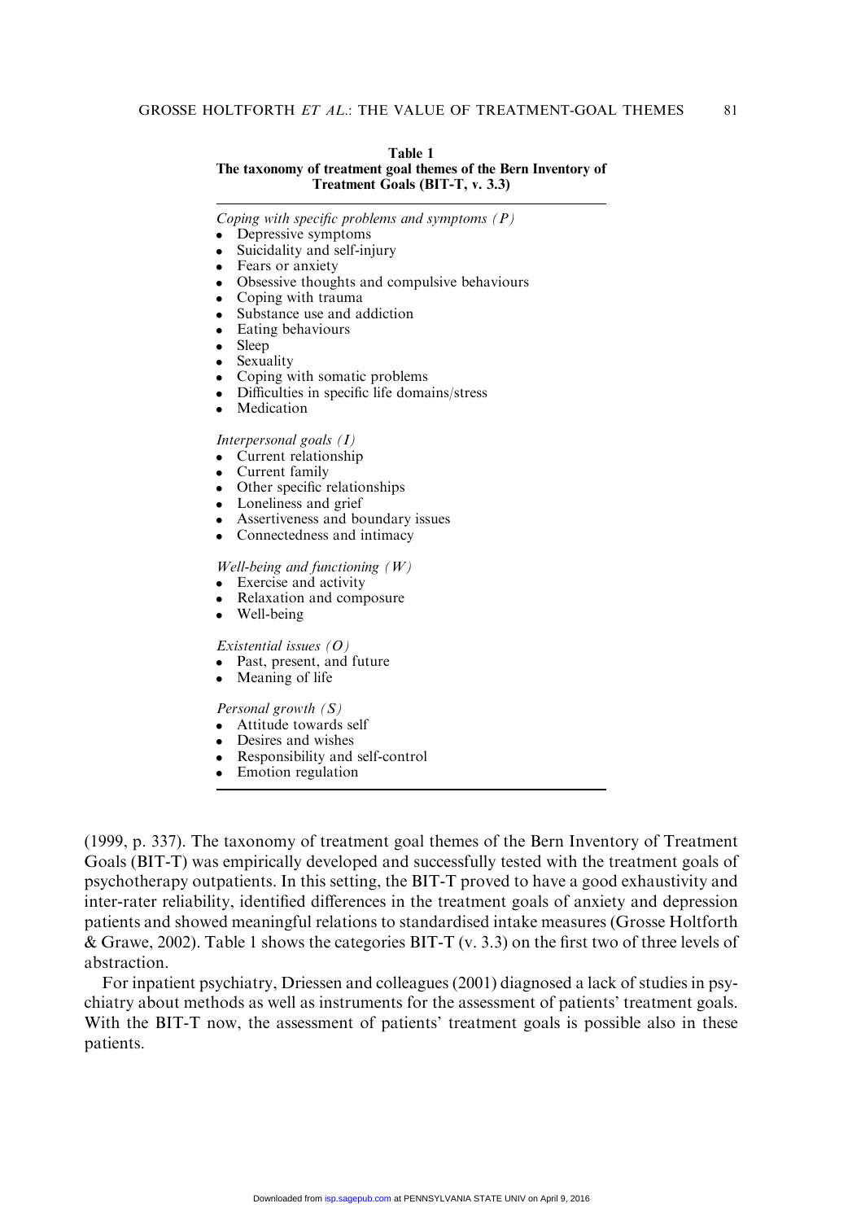**Table 1**
**The taxonomy of treatment goal themes of the Bern Inventory of Treatment Goals (BIT-T, v. 3.3)**

*Coping with specific problems and symptoms (P)*

- Depressive symptoms
- Suicidality and self-injury
- Fears or anxiety
- Obsessive thoughts and compulsive behaviours
- Coping with trauma
- Substance use and addiction
- Eating behaviours
- Sleep
- Sexuality
- Coping with somatic problems
- Difficulties in specific life domains/stress
- Medication

*Interpersonal goals (I)*

- Current relationship
- Current family
- Other specific relationships
- Loneliness and grief
- Assertiveness and boundary issues
- Connectedness and intimacy

*Well-being and functioning (W)*

- Exercise and activity
- Relaxation and composure
- Well-being

*Existential issues (O)*

- Past, present, and future
- Meaning of life

*Personal growth (S)*

- Attitude towards self
- Desires and wishes
- Responsibility and self-control
- Emotion regulation

(1999, p. 337). The taxonomy of treatment goal themes of the Bern Inventory of Treatment Goals (BIT-T) was empirically developed and successfully tested with the treatment goals of psychotherapy outpatients. In this setting, the BIT-T proved to have a good exhaustivity and inter-rater reliability, identified differences in the treatment goals of anxiety and depression patients and showed meaningful relations to standardised intake measures (Grosse Holtforth & Grawe, 2002). Table 1 shows the categories BIT-T (v. 3.3) on the first two of three levels of abstraction.

For inpatient psychiatry, Driessen and colleagues (2001) diagnosed a lack of studies in psychiatry about methods as well as instruments for the assessment of patients' treatment goals. With the BIT-T now, the assessment of patients' treatment goals is possible also in these patients.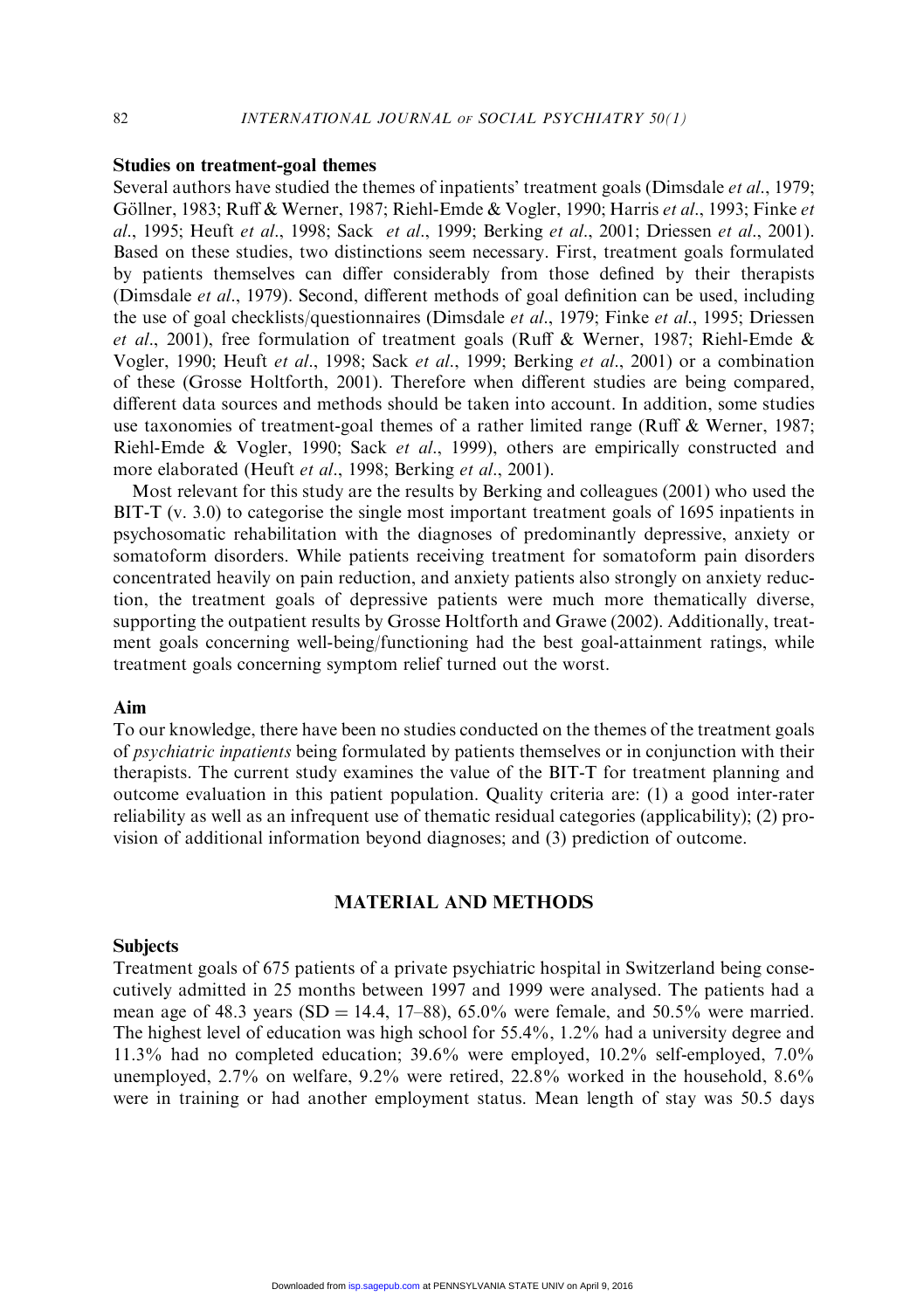### Studies on treatment-goal themes

Several authors have studied the themes of inpatients' treatment goals (Dimsdale *et al*., 1979; Göllner, 1983; Ruff & Werner, 1987; Riehl-Emde & Vogler, 1990; Harris *et al*., 1993; Finke *et al*., 1995; Heuft *et al*., 1998; Sack *et al*., 1999; Berking *et al*., 2001; Driessen *et al*., 2001). Based on these studies, two distinctions seem necessary. First, treatment goals formulated by patients themselves can differ considerably from those defined by their therapists (Dimsdale *et al*., 1979). Second, different methods of goal definition can be used, including the use of goal checklists/questionnaires (Dimsdale *et al*., 1979; Finke *et al*., 1995; Driessen *et al*., 2001), free formulation of treatment goals (Ruff & Werner, 1987; Riehl-Emde & Vogler, 1990; Heuft *et al*., 1998; Sack *et al*., 1999; Berking *et al*., 2001) or a combination of these (Grosse Holtforth, 2001). Therefore when different studies are being compared, different data sources and methods should be taken into account. In addition, some studies use taxonomies of treatment-goal themes of a rather limited range (Ruff & Werner, 1987; Riehl-Emde & Vogler, 1990; Sack *et al*., 1999), others are empirically constructed and more elaborated (Heuft *et al*., 1998; Berking *et al*., 2001).

Most relevant for this study are the results by Berking and colleagues (2001) who used the BIT-T (v. 3.0) to categorise the single most important treatment goals of 1695 inpatients in psychosomatic rehabilitation with the diagnoses of predominantly depressive, anxiety or somatoform disorders. While patients receiving treatment for somatoform pain disorders concentrated heavily on pain reduction, and anxiety patients also strongly on anxiety reduction, the treatment goals of depressive patients were much more thematically diverse, supporting the outpatient results by Grosse Holtforth and Grawe (2002). Additionally, treatment goals concerning well-being/functioning had the best goal-attainment ratings, while treatment goals concerning symptom relief turned out the worst.

### Aim

To our knowledge, there have been no studies conducted on the themes of the treatment goals of *psychiatric inpatients* being formulated by patients themselves or in conjunction with their therapists. The current study examines the value of the BIT-T for treatment planning and outcome evaluation in this patient population. Quality criteria are: (1) a good inter-rater reliability as well as an infrequent use of thematic residual categories (applicability); (2) provision of additional information beyond diagnoses; and (3) prediction of outcome.

## MATERIAL AND METHODS

### Subjects

Treatment goals of 675 patients of a private psychiatric hospital in Switzerland being consecutively admitted in 25 months between 1997 and 1999 were analysed. The patients had a mean age of 48.3 years (SD = 14.4, 17–88), 65.0% were female, and 50.5% were married. The highest level of education was high school for 55.4%, 1.2% had a university degree and 11.3% had no completed education; 39.6% were employed, 10.2% self-employed, 7.0% unemployed, 2.7% on welfare, 9.2% were retired, 22.8% worked in the household, 8.6% were in training or had another employment status. Mean length of stay was 50.5 days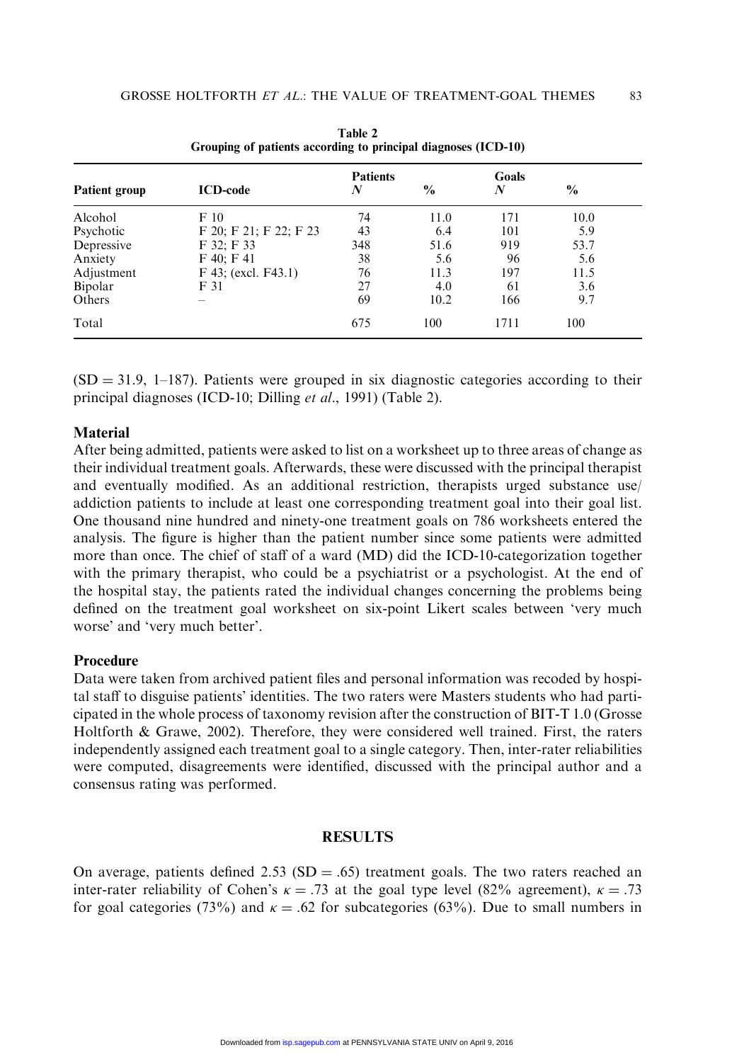**Table 2**
**Grouping of patients according to principal diagnoses (ICD-10)**

| Patient group | ICD-code | Patients | | Goals | |
|---|---|---|---|---|---|
| | | *N* | % | *N* | % |
| Alcohol | F 10 | 74 | 11.0 | 171 | 10.0 |
| Psychotic | F 20; F 21; F 22; F 23 | 43 | 6.4 | 101 | 5.9 |
| Depressive | F 32; F 33 | 348 | 51.6 | 919 | 53.7 |
| Anxiety | F 40; F 41 | 38 | 5.6 | 96 | 5.6 |
| Adjustment | F 43; (excl. F43.1) | 76 | 11.3 | 197 | 11.5 |
| Bipolar | F 31 | 27 | 4.0 | 61 | 3.6 |
| Others | – | 69 | 10.2 | 166 | 9.7 |
| Total | | 675 | 100 | 1711 | 100 |

(SD = 31.9, 1–187). Patients were grouped in six diagnostic categories according to their principal diagnoses (ICD-10; Dilling *et al*., 1991) (Table 2).

### Material

After being admitted, patients were asked to list on a worksheet up to three areas of change as their individual treatment goals. Afterwards, these were discussed with the principal therapist and eventually modified. As an additional restriction, therapists urged substance use/addiction patients to include at least one corresponding treatment goal into their goal list. One thousand nine hundred and ninety-one treatment goals on 786 worksheets entered the analysis. The figure is higher than the patient number since some patients were admitted more than once. The chief of staff of a ward (MD) did the ICD-10-categorization together with the primary therapist, who could be a psychiatrist or a psychologist. At the end of the hospital stay, the patients rated the individual changes concerning the problems being defined on the treatment goal worksheet on six-point Likert scales between 'very much worse' and 'very much better'.

### Procedure

Data were taken from archived patient files and personal information was recoded by hospital staff to disguise patients' identities. The two raters were Masters students who had participated in the whole process of taxonomy revision after the construction of BIT-T 1.0 (Grosse Holtforth & Grawe, 2002). Therefore, they were considered well trained. First, the raters independently assigned each treatment goal to a single category. Then, inter-rater reliabilities were computed, disagreements were identified, discussed with the principal author and a consensus rating was performed.

## RESULTS

On average, patients defined 2.53 (SD = .65) treatment goals. The two raters reached an inter-rater reliability of Cohen's $\kappa = .73$ at the goal type level (82% agreement), $\kappa = .73$ for goal categories (73%) and $\kappa = .62$ for subcategories (63%). Due to small numbers in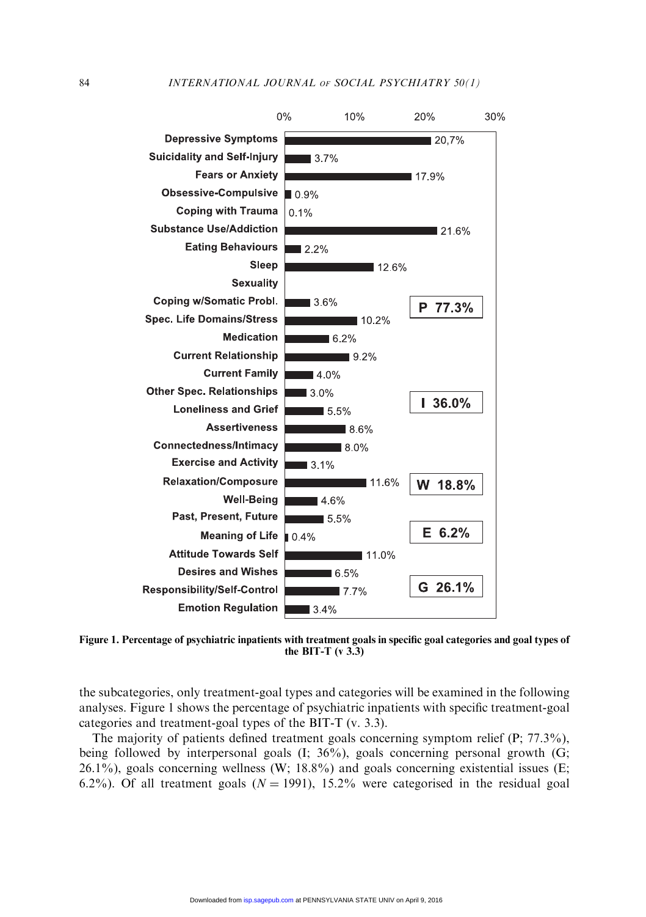| Category | Percentage |
| --- | --- |
| Depressive Symptoms | 20,7% |
| Suicidality and Self-Injury | 3.7% |
| Fears or Anxiety | 17.9% |
| Obsessive-Compulsive | 0.9% |
| Coping with Trauma | 0.1% |
| Substance Use/Addiction | 21.6% |
| Eating Behaviours | 2.2% |
| Sleep | 12.6% |
| Sexuality | |
| Coping w/Somatic Probl. | 3.6% |
| Spec. Life Domains/Stress | 10.2% |
| Medication | 6.2% |
| Current Relationship | 9.2% |
| Current Family | 4.0% |
| Other Spec. Relationships | 3.0% |
| Loneliness and Grief | 5.5% |
| Assertiveness | 8.6% |
| Connectedness/Intimacy | 8.0% |
| Exercise and Activity | 3.1% |
| Relaxation/Composure | 11.6% |
| Well-Being | 4.6% |
| Past, Present, Future | 5.5% |
| Meaning of Life | 0.4% |
| Attitude Towards Self | 11.0% |
| Desires and Wishes | 6.5% |
| Responsibility/Self-Control | 7.7% |
| Emotion Regulation | 3.4% |

P 77.3%

I 36.0%

W 18.8%

E 6.2%

G 26.1%

**Figure 1. Percentage of psychiatric inpatients with treatment goals in specific goal categories and goal types of the BIT-T (v 3.3)**

the subcategories, only treatment-goal types and categories will be examined in the following analyses. Figure 1 shows the percentage of psychiatric inpatients with specific treatment-goal categories and treatment-goal types of the BIT-T (v. 3.3).

The majority of patients defined treatment goals concerning symptom relief (P; 77.3%), being followed by interpersonal goals (I; 36%), goals concerning personal growth (G; 26.1%), goals concerning wellness (W; 18.8%) and goals concerning existential issues (E; 6.2%). Of all treatment goals ($N = 1991$), 15.2% were categorised in the residual goal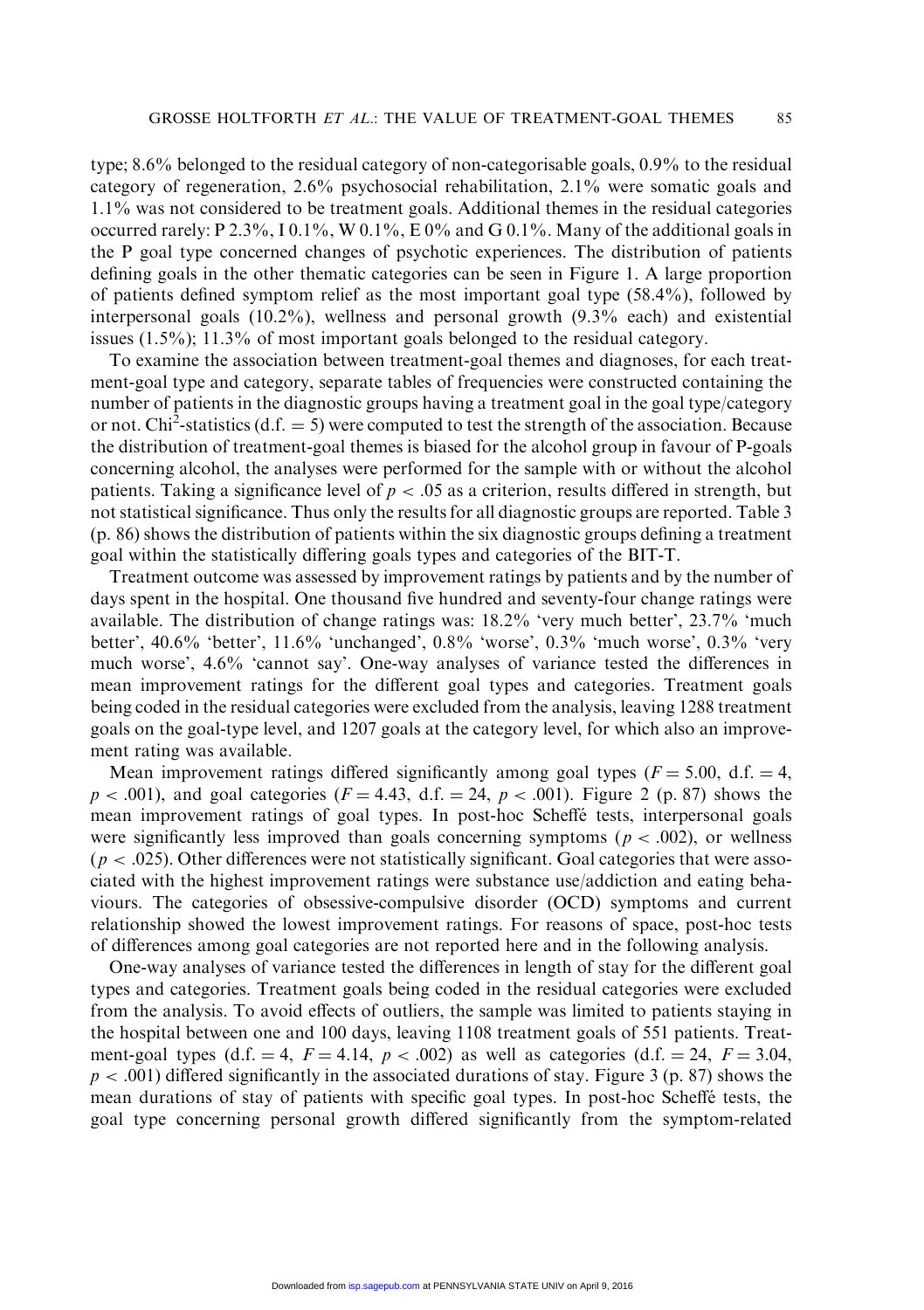type; 8.6% belonged to the residual category of non-categorisable goals, 0.9% to the residual category of regeneration, 2.6% psychosocial rehabilitation, 2.1% were somatic goals and 1.1% was not considered to be treatment goals. Additional themes in the residual categories occurred rarely: P 2.3%, I 0.1%, W 0.1%, E 0% and G 0.1%. Many of the additional goals in the P goal type concerned changes of psychotic experiences. The distribution of patients defining goals in the other thematic categories can be seen in Figure 1. A large proportion of patients defined symptom relief as the most important goal type (58.4%), followed by interpersonal goals (10.2%), wellness and personal growth (9.3% each) and existential issues (1.5%); 11.3% of most important goals belonged to the residual category.

To examine the association between treatment-goal themes and diagnoses, for each treatment-goal type and category, separate tables of frequencies were constructed containing the number of patients in the diagnostic groups having a treatment goal in the goal type/category or not. Chi$^2$-statistics (d.f. $= 5$) were computed to test the strength of the association. Because the distribution of treatment-goal themes is biased for the alcohol group in favour of P-goals concerning alcohol, the analyses were performed for the sample with or without the alcohol patients. Taking a significance level of $p < .05$ as a criterion, results differed in strength, but not statistical significance. Thus only the results for all diagnostic groups are reported. Table 3 (p. 86) shows the distribution of patients within the six diagnostic groups defining a treatment goal within the statistically differing goals types and categories of the BIT-T.

Treatment outcome was assessed by improvement ratings by patients and by the number of days spent in the hospital. One thousand five hundred and seventy-four change ratings were available. The distribution of change ratings was: 18.2% 'very much better', 23.7% 'much better', 40.6% 'better', 11.6% 'unchanged', 0.8% 'worse', 0.3% 'much worse', 0.3% 'very much worse', 4.6% 'cannot say'. One-way analyses of variance tested the differences in mean improvement ratings for the different goal types and categories. Treatment goals being coded in the residual categories were excluded from the analysis, leaving 1288 treatment goals on the goal-type level, and 1207 goals at the category level, for which also an improvement rating was available.

Mean improvement ratings differed significantly among goal types ($F = 5.00$, d.f. $= 4$, $p < .001$), and goal categories ($F = 4.43$, d.f. $= 24$, $p < .001$). Figure 2 (p. 87) shows the mean improvement ratings of goal types. In post-hoc Scheffé tests, interpersonal goals were significantly less improved than goals concerning symptoms ($p < .002$), or wellness ($p < .025$). Other differences were not statistically significant. Goal categories that were associated with the highest improvement ratings were substance use/addiction and eating behaviours. The categories of obsessive-compulsive disorder (OCD) symptoms and current relationship showed the lowest improvement ratings. For reasons of space, post-hoc tests of differences among goal categories are not reported here and in the following analysis.

One-way analyses of variance tested the differences in length of stay for the different goal types and categories. Treatment goals being coded in the residual categories were excluded from the analysis. To avoid effects of outliers, the sample was limited to patients staying in the hospital between one and 100 days, leaving 1108 treatment goals of 551 patients. Treatment-goal types (d.f. $= 4$, $F = 4.14$, $p < .002$) as well as categories (d.f. $= 24$, $F = 3.04$, $p < .001$) differed significantly in the associated durations of stay. Figure 3 (p. 87) shows the mean durations of stay of patients with specific goal types. In post-hoc Scheffé tests, the goal type concerning personal growth differed significantly from the symptom-related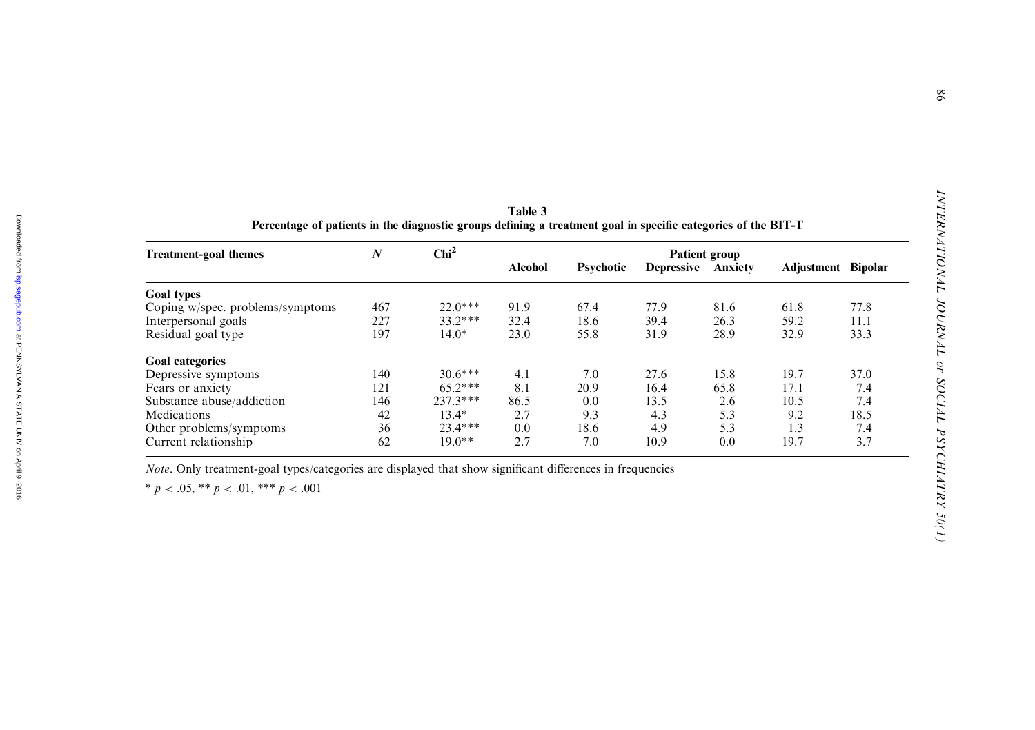**Table 3**
**Percentage of patients in the diagnostic groups defining a treatment goal in specific categories of the BIT-T**

| Treatment-goal themes | *N* | Chi$^2$ | Patient group | | | | | |
|---|---|---|---|---|---|---|---|---|
| | | | Alcohol | Psychotic | Depressive | Anxiety | Adjustment | Bipolar |
| **Goal types** | | | | | | | | |
| Coping w/spec. problems/symptoms | 467 | 22.0*** | 91.9 | 67.4 | 77.9 | 81.6 | 61.8 | 77.8 |
| Interpersonal goals | 227 | 33.2*** | 32.4 | 18.6 | 39.4 | 26.3 | 59.2 | 11.1 |
| Residual goal type | 197 | 14.0* | 23.0 | 55.8 | 31.9 | 28.9 | 32.9 | 33.3 |
| **Goal categories** | | | | | | | | |
| Depressive symptoms | 140 | 30.6*** | 4.1 | 7.0 | 27.6 | 15.8 | 19.7 | 37.0 |
| Fears or anxiety | 121 | 65.2*** | 8.1 | 20.9 | 16.4 | 65.8 | 17.1 | 7.4 |
| Substance abuse/addiction | 146 | 237.3*** | 86.5 | 0.0 | 13.5 | 2.6 | 10.5 | 7.4 |
| Medications | 42 | 13.4* | 2.7 | 9.3 | 4.3 | 5.3 | 9.2 | 18.5 |
| Other problems/symptoms | 36 | 23.4*** | 0.0 | 18.6 | 4.9 | 5.3 | 1.3 | 7.4 |
| Current relationship | 62 | 19.0** | 2.7 | 7.0 | 10.9 | 0.0 | 19.7 | 3.7 |

*Note*. Only treatment-goal types/categories are displayed that show significant differences in frequencies

* $p < .05$, ** $p < .01$, *** $p < .001$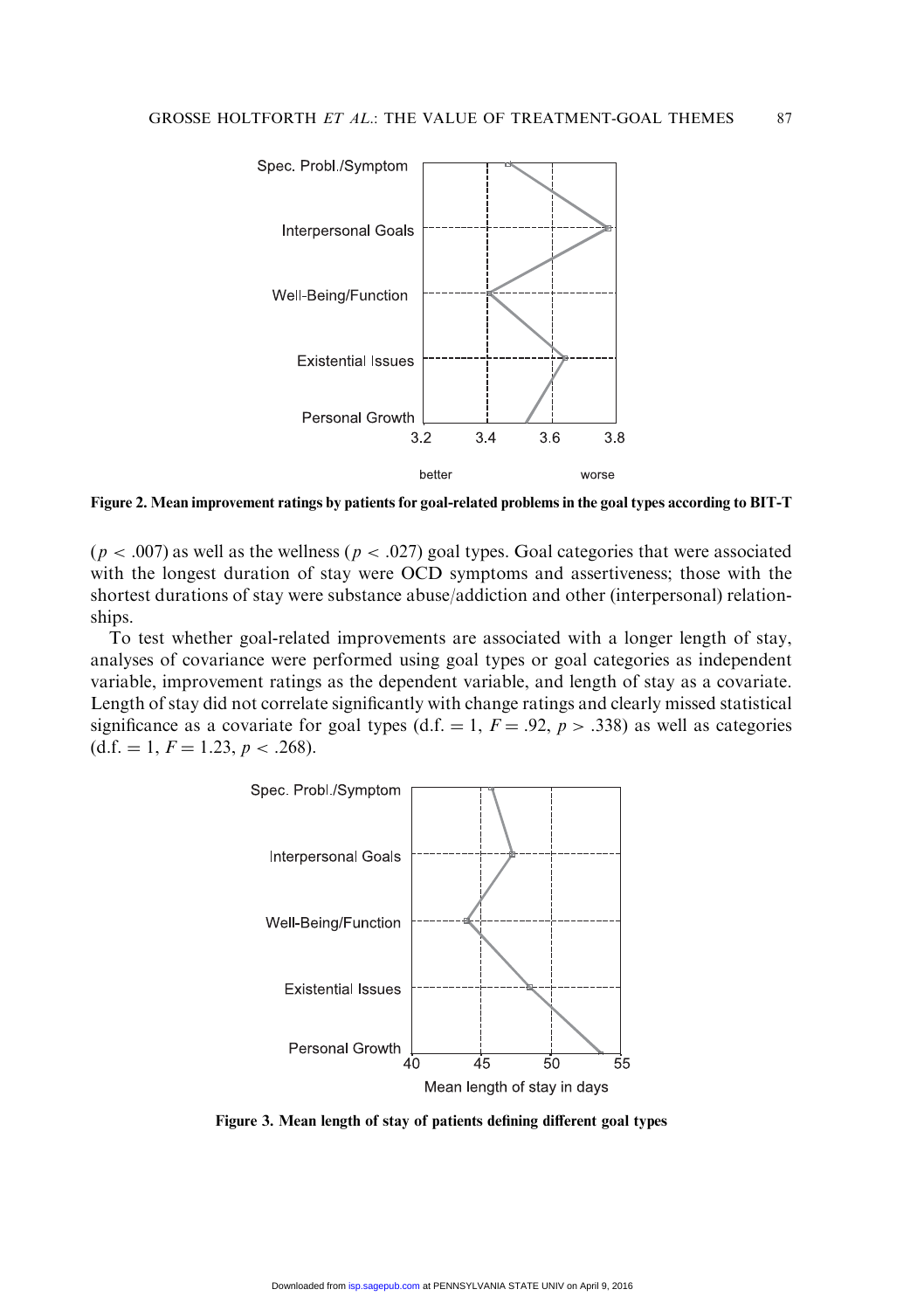Figure 2. Mean improvement ratings by patients for goal-related problems in the goal types according to BIT-T

($p < .007$) as well as the wellness ($p < .027$) goal types. Goal categories that were associated with the longest duration of stay were OCD symptoms and assertiveness; those with the shortest durations of stay were substance abuse/addiction and other (interpersonal) relationships.

To test whether goal-related improvements are associated with a longer length of stay, analyses of covariance were performed using goal types or goal categories as independent variable, improvement ratings as the dependent variable, and length of stay as a covariate. Length of stay did not correlate significantly with change ratings and clearly missed statistical significance as a covariate for goal types (d.f. $= 1$, $F = .92$, $p > .338$) as well as categories (d.f. $= 1$, $F = 1.23$, $p < .268$).

Figure 3. Mean length of stay of patients defining different goal types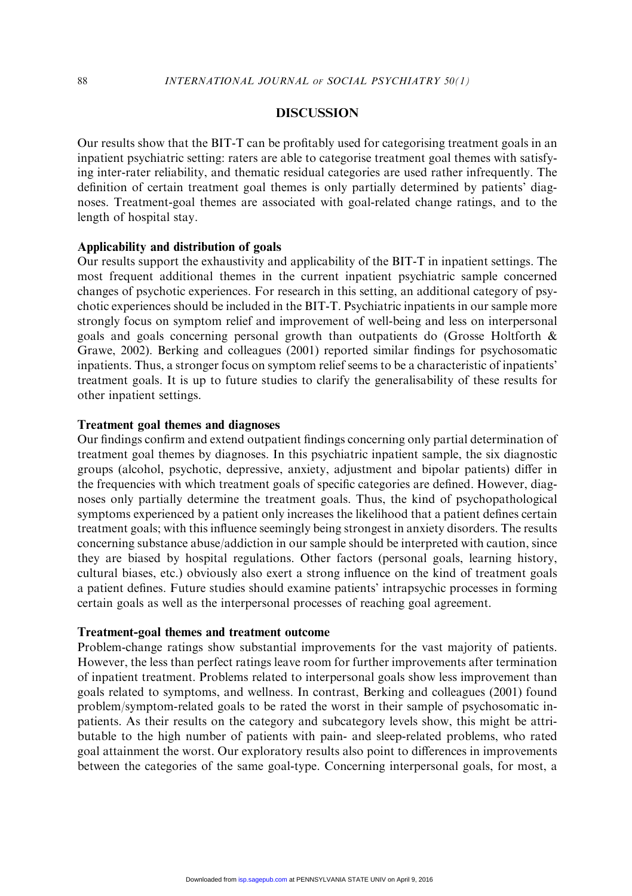## DISCUSSION

Our results show that the BIT-T can be profitably used for categorising treatment goals in an inpatient psychiatric setting: raters are able to categorise treatment goal themes with satisfying inter-rater reliability, and thematic residual categories are used rather infrequently. The definition of certain treatment goal themes is only partially determined by patients' diagnoses. Treatment-goal themes are associated with goal-related change ratings, and to the length of hospital stay.

### Applicability and distribution of goals

Our results support the exhaustivity and applicability of the BIT-T in inpatient settings. The most frequent additional themes in the current inpatient psychiatric sample concerned changes of psychotic experiences. For research in this setting, an additional category of psychotic experiences should be included in the BIT-T. Psychiatric inpatients in our sample more strongly focus on symptom relief and improvement of well-being and less on interpersonal goals and goals concerning personal growth than outpatients do (Grosse Holtforth & Grawe, 2002). Berking and colleagues (2001) reported similar findings for psychosomatic inpatients. Thus, a stronger focus on symptom relief seems to be a characteristic of inpatients' treatment goals. It is up to future studies to clarify the generalisability of these results for other inpatient settings.

### Treatment goal themes and diagnoses

Our findings confirm and extend outpatient findings concerning only partial determination of treatment goal themes by diagnoses. In this psychiatric inpatient sample, the six diagnostic groups (alcohol, psychotic, depressive, anxiety, adjustment and bipolar patients) differ in the frequencies with which treatment goals of specific categories are defined. However, diagnoses only partially determine the treatment goals. Thus, the kind of psychopathological symptoms experienced by a patient only increases the likelihood that a patient defines certain treatment goals; with this influence seemingly being strongest in anxiety disorders. The results concerning substance abuse/addiction in our sample should be interpreted with caution, since they are biased by hospital regulations. Other factors (personal goals, learning history, cultural biases, etc.) obviously also exert a strong influence on the kind of treatment goals a patient defines. Future studies should examine patients' intrapsychic processes in forming certain goals as well as the interpersonal processes of reaching goal agreement.

### Treatment-goal themes and treatment outcome

Problem-change ratings show substantial improvements for the vast majority of patients. However, the less than perfect ratings leave room for further improvements after termination of inpatient treatment. Problems related to interpersonal goals show less improvement than goals related to symptoms, and wellness. In contrast, Berking and colleagues (2001) found problem/symptom-related goals to be rated the worst in their sample of psychosomatic inpatients. As their results on the category and subcategory levels show, this might be attributable to the high number of patients with pain- and sleep-related problems, who rated goal attainment the worst. Our exploratory results also point to differences in improvements between the categories of the same goal-type. Concerning interpersonal goals, for most, a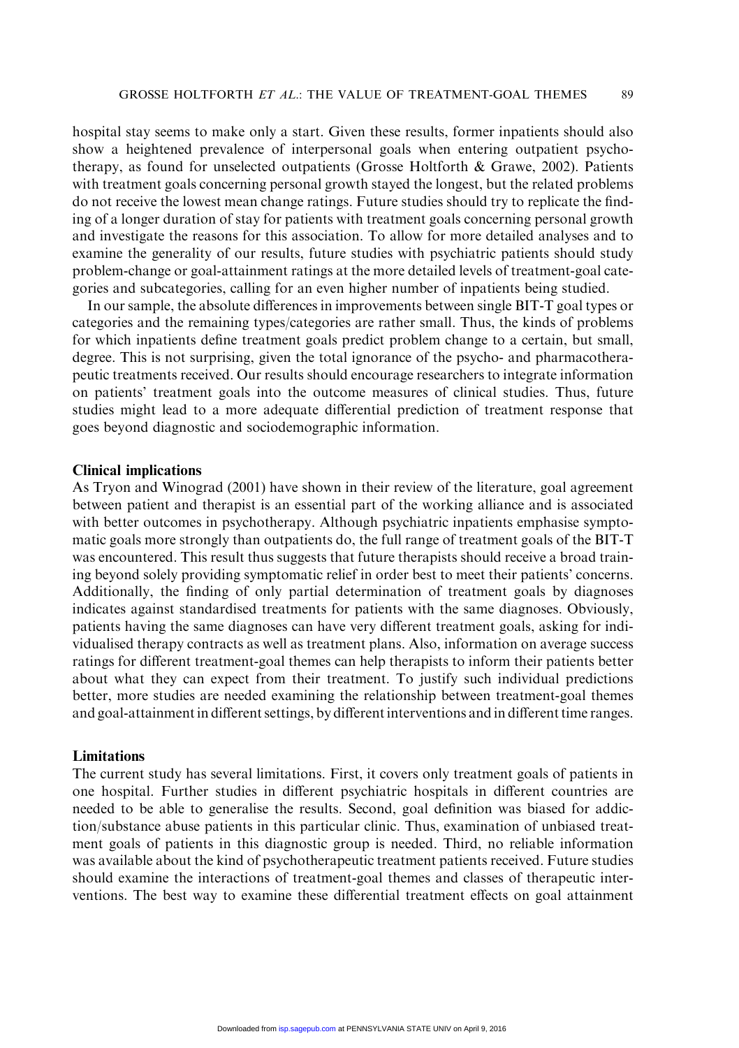hospital stay seems to make only a start. Given these results, former inpatients should also show a heightened prevalence of interpersonal goals when entering outpatient psychotherapy, as found for unselected outpatients (Grosse Holtforth & Grawe, 2002). Patients with treatment goals concerning personal growth stayed the longest, but the related problems do not receive the lowest mean change ratings. Future studies should try to replicate the finding of a longer duration of stay for patients with treatment goals concerning personal growth and investigate the reasons for this association. To allow for more detailed analyses and to examine the generality of our results, future studies with psychiatric patients should study problem-change or goal-attainment ratings at the more detailed levels of treatment-goal categories and subcategories, calling for an even higher number of inpatients being studied.

In our sample, the absolute differences in improvements between single BIT-T goal types or categories and the remaining types/categories are rather small. Thus, the kinds of problems for which inpatients define treatment goals predict problem change to a certain, but small, degree. This is not surprising, given the total ignorance of the psycho- and pharmacotherapeutic treatments received. Our results should encourage researchers to integrate information on patients' treatment goals into the outcome measures of clinical studies. Thus, future studies might lead to a more adequate differential prediction of treatment response that goes beyond diagnostic and sociodemographic information.

## Clinical implications

As Tryon and Winograd (2001) have shown in their review of the literature, goal agreement between patient and therapist is an essential part of the working alliance and is associated with better outcomes in psychotherapy. Although psychiatric inpatients emphasise symptomatic goals more strongly than outpatients do, the full range of treatment goals of the BIT-T was encountered. This result thus suggests that future therapists should receive a broad training beyond solely providing symptomatic relief in order best to meet their patients' concerns. Additionally, the finding of only partial determination of treatment goals by diagnoses indicates against standardised treatments for patients with the same diagnoses. Obviously, patients having the same diagnoses can have very different treatment goals, asking for individualised therapy contracts as well as treatment plans. Also, information on average success ratings for different treatment-goal themes can help therapists to inform their patients better about what they can expect from their treatment. To justify such individual predictions better, more studies are needed examining the relationship between treatment-goal themes and goal-attainment in different settings, by different interventions and in different time ranges.

## Limitations

The current study has several limitations. First, it covers only treatment goals of patients in one hospital. Further studies in different psychiatric hospitals in different countries are needed to be able to generalise the results. Second, goal definition was biased for addiction/substance abuse patients in this particular clinic. Thus, examination of unbiased treatment goals of patients in this diagnostic group is needed. Third, no reliable information was available about the kind of psychotherapeutic treatment patients received. Future studies should examine the interactions of treatment-goal themes and classes of therapeutic interventions. The best way to examine these differential treatment effects on goal attainment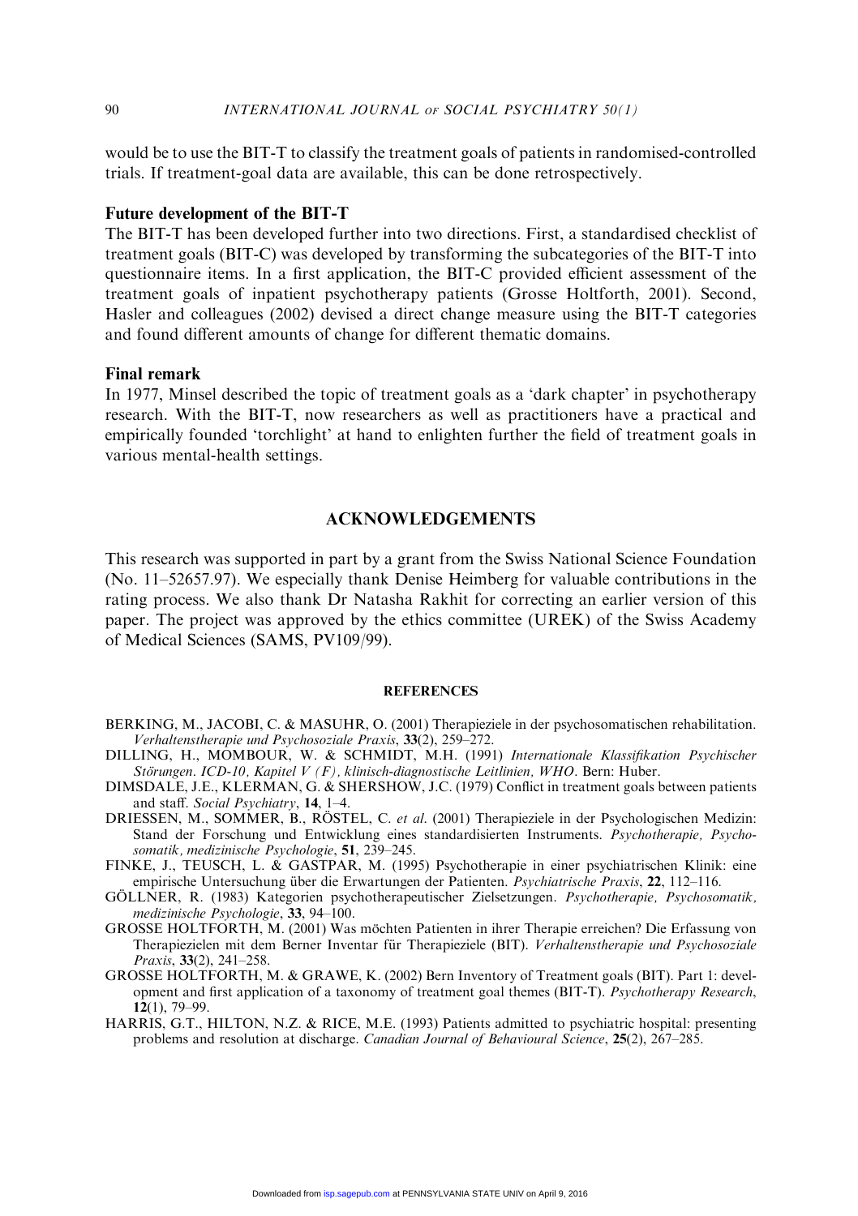would be to use the BIT-T to classify the treatment goals of patients in randomised-controlled trials. If treatment-goal data are available, this can be done retrospectively.

### Future development of the BIT-T

The BIT-T has been developed further into two directions. First, a standardised checklist of treatment goals (BIT-C) was developed by transforming the subcategories of the BIT-T into questionnaire items. In a first application, the BIT-C provided efficient assessment of the treatment goals of inpatient psychotherapy patients (Grosse Holtforth, 2001). Second, Hasler and colleagues (2002) devised a direct change measure using the BIT-T categories and found different amounts of change for different thematic domains.

### Final remark

In 1977, Minsel described the topic of treatment goals as a 'dark chapter' in psychotherapy research. With the BIT-T, now researchers as well as practitioners have a practical and empirically founded 'torchlight' at hand to enlighten further the field of treatment goals in various mental-health settings.

## ACKNOWLEDGEMENTS

This research was supported in part by a grant from the Swiss National Science Foundation (No. 11–52657.97). We especially thank Denise Heimberg for valuable contributions in the rating process. We also thank Dr Natasha Rakhit for correcting an earlier version of this paper. The project was approved by the ethics committee (UREK) of the Swiss Academy of Medical Sciences (SAMS, PV109/99).

## REFERENCES

BERKING, M., JACOBI, C. & MASUHR, O. (2001) Therapieziele in der psychosomatischen rehabilitation. *Verhaltenstherapie und Psychosoziale Praxis*, **33**(2), 259–272.

DILLING, H., MOMBOUR, W. & SCHMIDT, M.H. (1991) *Internationale Klassifikation Psychischer Störungen. ICD-10, Kapitel V (F), klinisch-diagnostische Leitlinien, WHO*. Bern: Huber.

DIMSDALE, J.E., KLERMAN, G. & SHERSHOW, J.C. (1979) Conflict in treatment goals between patients and staff. *Social Psychiatry*, **14**, 1–4.

DRIESSEN, M., SOMMER, B., RÖSTEL, C. *et al*. (2001) Therapieziele in der Psychologischen Medizin: Stand der Forschung und Entwicklung eines standardisierten Instruments. *Psychotherapie, Psychosomatik, medizinische Psychologie*, **51**, 239–245.

FINKE, J., TEUSCH, L. & GASTPAR, M. (1995) Psychotherapie in einer psychiatrischen Klinik: eine empirische Untersuchung über die Erwartungen der Patienten. *Psychiatrische Praxis*, **22**, 112–116.

GÖLLNER, R. (1983) Kategorien psychotherapeutischer Zielsetzungen. *Psychotherapie, Psychosomatik, medizinische Psychologie*, **33**, 94–100.

GROSSE HOLTFORTH, M. (2001) Was möchten Patienten in ihrer Therapie erreichen? Die Erfassung von Therapiezielen mit dem Berner Inventar für Therapieziele (BIT). *Verhaltenstherapie und Psychosoziale Praxis*, **33**(2), 241–258.

GROSSE HOLTFORTH, M. & GRAWE, K. (2002) Bern Inventory of Treatment goals (BIT). Part 1: development and first application of a taxonomy of treatment goal themes (BIT-T). *Psychotherapy Research*, **12**(1), 79–99.

HARRIS, G.T., HILTON, N.Z. & RICE, M.E. (1993) Patients admitted to psychiatric hospital: presenting problems and resolution at discharge. *Canadian Journal of Behavioural Science*, **25**(2), 267–285.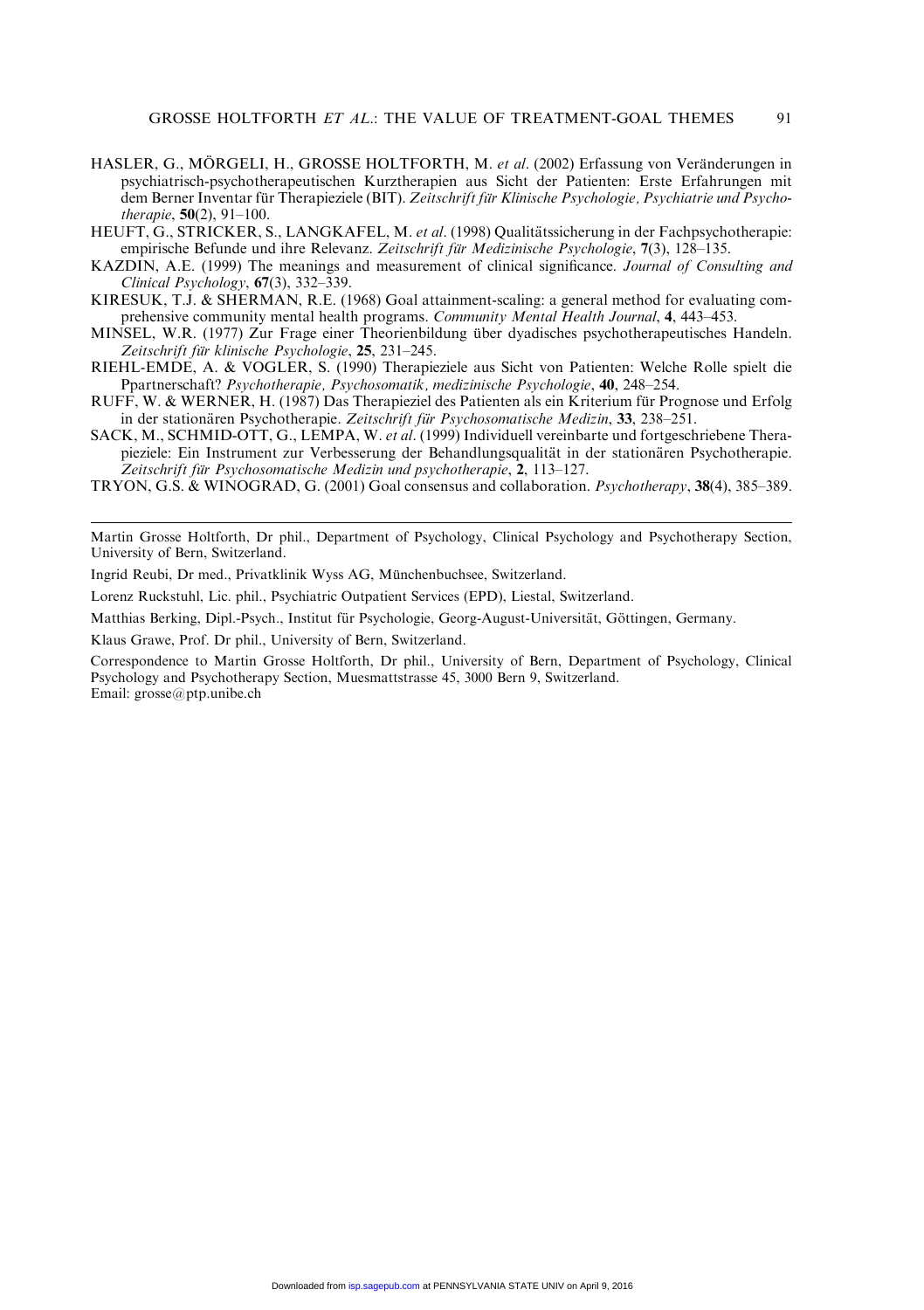HASLER, G., MÖRGELI, H., GROSSE HOLTFORTH, M. *et al*. (2002) Erfassung von Veränderungen in psychiatrisch-psychotherapeutischen Kurztherapien aus Sicht der Patienten: Erste Erfahrungen mit dem Berner Inventar für Therapieziele (BIT). *Zeitschrift für Klinische Psychologie, Psychiatrie und Psychotherapie*, **50**(2), 91–100.

HEUFT, G., STRICKER, S., LANGKAFEL, M. *et al*. (1998) Qualitätssicherung in der Fachpsychotherapie: empirische Befunde und ihre Relevanz. *Zeitschrift für Medizinische Psychologie*, **7**(3), 128–135.

KAZDIN, A.E. (1999) The meanings and measurement of clinical significance. *Journal of Consulting and Clinical Psychology*, **67**(3), 332–339.

KIRESUK, T.J. & SHERMAN, R.E. (1968) Goal attainment-scaling: a general method for evaluating comprehensive community mental health programs. *Community Mental Health Journal*, **4**, 443–453.

MINSEL, W.R. (1977) Zur Frage einer Theorienbildung über dyadisches psychotherapeutisches Handeln. *Zeitschrift für klinische Psychologie*, **25**, 231–245.

RIEHL-EMDE, A. & VOGLER, S. (1990) Therapieziele aus Sicht von Patienten: Welche Rolle spielt die Ppartnerschaft? *Psychotherapie, Psychosomatik, medizinische Psychologie*, **40**, 248–254.

RUFF, W. & WERNER, H. (1987) Das Therapieziel des Patienten als ein Kriterium für Prognose und Erfolg in der stationären Psychotherapie. *Zeitschrift für Psychosomatische Medizin*, **33**, 238–251.

SACK, M., SCHMID-OTT, G., LEMPA, W. *et al*. (1999) Individuell vereinbarte und fortgeschriebene Therapieziele: Ein Instrument zur Verbesserung der Behandlungsqualität in der stationären Psychotherapie. *Zeitschrift für Psychosomatische Medizin und psychotherapie*, **2**, 113–127.

TRYON, G.S. & WINOGRAD, G. (2001) Goal consensus and collaboration. *Psychotherapy*, **38**(4), 385–389.

---

Martin Grosse Holtforth, Dr phil., Department of Psychology, Clinical Psychology and Psychotherapy Section, University of Bern, Switzerland.

Ingrid Reubi, Dr med., Privatklinik Wyss AG, Münchenbuchsee, Switzerland.

Lorenz Ruckstuhl, Lic. phil., Psychiatric Outpatient Services (EPD), Liestal, Switzerland.

Matthias Berking, Dipl.-Psych., Institut für Psychologie, Georg-August-Universität, Göttingen, Germany.

Klaus Grawe, Prof. Dr phil., University of Bern, Switzerland.

Correspondence to Martin Grosse Holtforth, Dr phil., University of Bern, Department of Psychology, Clinical Psychology and Psychotherapy Section, Muesmattstrasse 45, 3000 Bern 9, Switzerland.
Email: grosse@ptp.unibe.ch